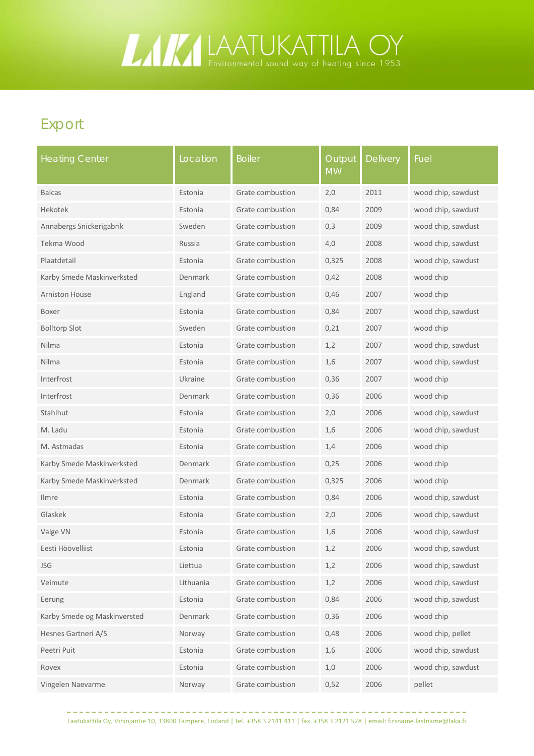# LAATUKATTILA OY

Environmental sound way of heating since 1953.

## Export

| Heating Center | Location | Boiler | Output MW | Delivery | Fuel |
|---|---|---|---|---|---|
| Balcas | Estonia | Grate combustion | 2,0 | 2011 | wood chip, sawdust |
| Hekotek | Estonia | Grate combustion | 0,84 | 2009 | wood chip, sawdust |
| Annabergs Snickerigabrik | Sweden | Grate combustion | 0,3 | 2009 | wood chip, sawdust |
| Tekma Wood | Russia | Grate combustion | 4,0 | 2008 | wood chip, sawdust |
| Plaatdetail | Estonia | Grate combustion | 0,325 | 2008 | wood chip, sawdust |
| Karby Smede Maskinverksted | Denmark | Grate combustion | 0,42 | 2008 | wood chip |
| Arniston House | England | Grate combustion | 0,46 | 2007 | wood chip |
| Boxer | Estonia | Grate combustion | 0,84 | 2007 | wood chip, sawdust |
| Bolltorp Slot | Sweden | Grate combustion | 0,21 | 2007 | wood chip |
| Nilma | Estonia | Grate combustion | 1,2 | 2007 | wood chip, sawdust |
| Nilma | Estonia | Grate combustion | 1,6 | 2007 | wood chip, sawdust |
| Interfrost | Ukraine | Grate combustion | 0,36 | 2007 | wood chip |
| Interfrost | Denmark | Grate combustion | 0,36 | 2006 | wood chip |
| Stahlhut | Estonia | Grate combustion | 2,0 | 2006 | wood chip, sawdust |
| M. Ladu | Estonia | Grate combustion | 1,6 | 2006 | wood chip, sawdust |
| M. Astmadas | Estonia | Grate combustion | 1,4 | 2006 | wood chip |
| Karby Smede Maskinverksted | Denmark | Grate combustion | 0,25 | 2006 | wood chip |
| Karby Smede Maskinverksted | Denmark | Grate combustion | 0,325 | 2006 | wood chip |
| Ilmre | Estonia | Grate combustion | 0,84 | 2006 | wood chip, sawdust |
| Glaskek | Estonia | Grate combustion | 2,0 | 2006 | wood chip, sawdust |
| Valge VN | Estonia | Grate combustion | 1,6 | 2006 | wood chip, sawdust |
| Eesti Höövelliist | Estonia | Grate combustion | 1,2 | 2006 | wood chip, sawdust |
| JSG | Liettua | Grate combustion | 1,2 | 2006 | wood chip, sawdust |
| Veimute | Lithuania | Grate combustion | 1,2 | 2006 | wood chip, sawdust |
| Eerung | Estonia | Grate combustion | 0,84 | 2006 | wood chip, sawdust |
| Karby Smede og Maskinversted | Denmark | Grate combustion | 0,36 | 2006 | wood chip |
| Hesnes Gartneri A/S | Norway | Grate combustion | 0,48 | 2006 | wood chip, pellet |
| Peetri Puit | Estonia | Grate combustion | 1,6 | 2006 | wood chip, sawdust |
| Rovex | Estonia | Grate combustion | 1,0 | 2006 | wood chip, sawdust |
| Vingelen Naevarme | Norway | Grate combustion | 0,52 | 2006 | pellet |

Laatukattila Oy, Vihiojantie 10, 33800 Tampere, Finland | tel. +358 3 2141 411 | fax. +358 3 2121 528 | email: firsname.lastname@laka.fi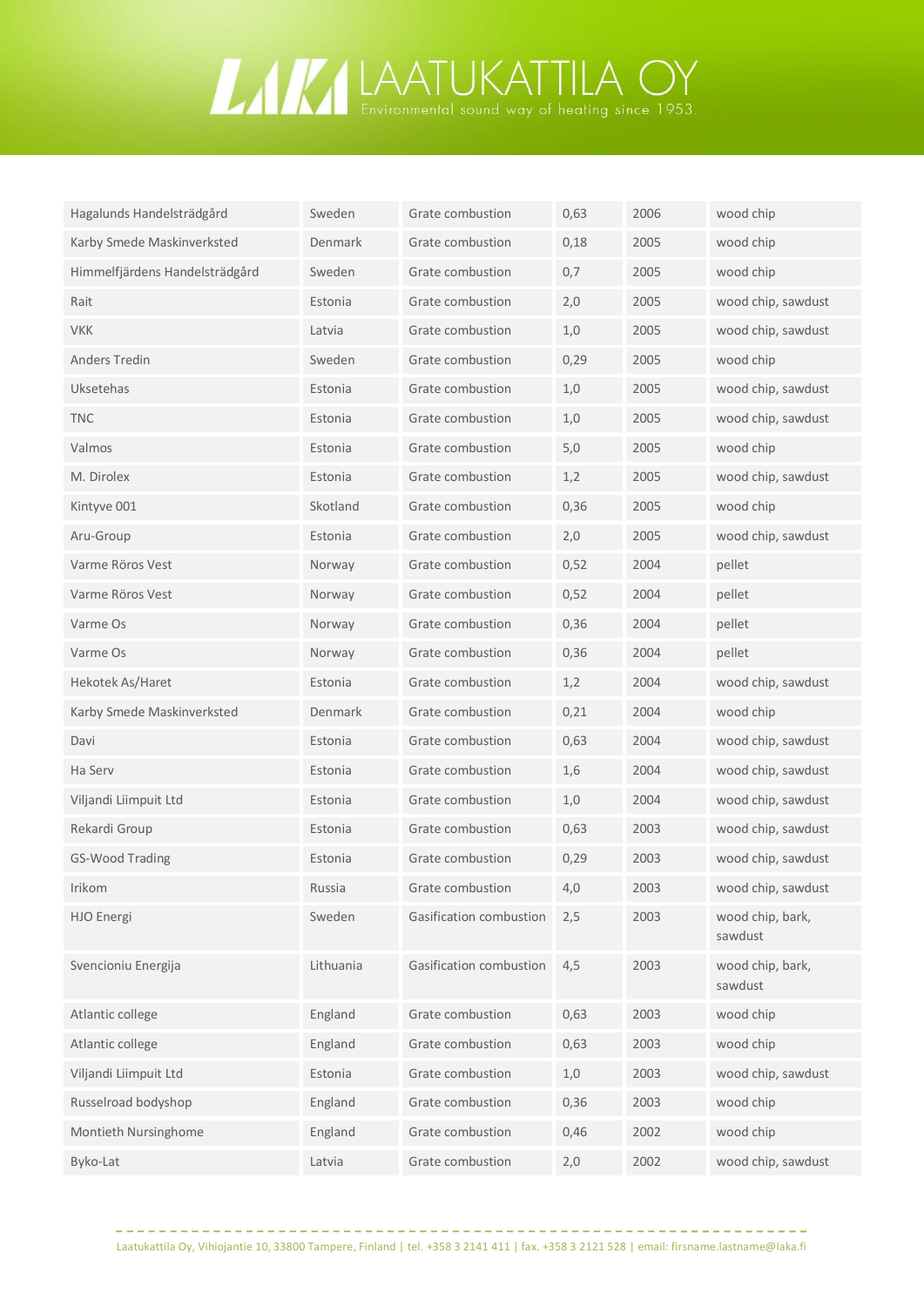| | | | | | |
|---|---|---|---|---|---|
| Hagalunds Handelsträdgård | Sweden | Grate combustion | 0,63 | 2006 | wood chip |
| Karby Smede Maskinverksted | Denmark | Grate combustion | 0,18 | 2005 | wood chip |
| Himmelfjärdens Handelsträdgård | Sweden | Grate combustion | 0,7 | 2005 | wood chip |
| Rait | Estonia | Grate combustion | 2,0 | 2005 | wood chip, sawdust |
| VKK | Latvia | Grate combustion | 1,0 | 2005 | wood chip, sawdust |
| Anders Tredin | Sweden | Grate combustion | 0,29 | 2005 | wood chip |
| Uksetehas | Estonia | Grate combustion | 1,0 | 2005 | wood chip, sawdust |
| TNC | Estonia | Grate combustion | 1,0 | 2005 | wood chip, sawdust |
| Valmos | Estonia | Grate combustion | 5,0 | 2005 | wood chip |
| M. Dirolex | Estonia | Grate combustion | 1,2 | 2005 | wood chip, sawdust |
| Kintyve 001 | Skotland | Grate combustion | 0,36 | 2005 | wood chip |
| Aru-Group | Estonia | Grate combustion | 2,0 | 2005 | wood chip, sawdust |
| Varme Röros Vest | Norway | Grate combustion | 0,52 | 2004 | pellet |
| Varme Röros Vest | Norway | Grate combustion | 0,52 | 2004 | pellet |
| Varme Os | Norway | Grate combustion | 0,36 | 2004 | pellet |
| Varme Os | Norway | Grate combustion | 0,36 | 2004 | pellet |
| Hekotek As/Haret | Estonia | Grate combustion | 1,2 | 2004 | wood chip, sawdust |
| Karby Smede Maskinverksted | Denmark | Grate combustion | 0,21 | 2004 | wood chip |
| Davi | Estonia | Grate combustion | 0,63 | 2004 | wood chip, sawdust |
| Ha Serv | Estonia | Grate combustion | 1,6 | 2004 | wood chip, sawdust |
| Viljandi Liimpuit Ltd | Estonia | Grate combustion | 1,0 | 2004 | wood chip, sawdust |
| Rekardi Group | Estonia | Grate combustion | 0,63 | 2003 | wood chip, sawdust |
| GS-Wood Trading | Estonia | Grate combustion | 0,29 | 2003 | wood chip, sawdust |
| Irikom | Russia | Grate combustion | 4,0 | 2003 | wood chip, sawdust |
| HJO Energi | Sweden | Gasification combustion | 2,5 | 2003 | wood chip, bark, sawdust |
| Svencioniu Energija | Lithuania | Gasification combustion | 4,5 | 2003 | wood chip, bark, sawdust |
| Atlantic college | England | Grate combustion | 0,63 | 2003 | wood chip |
| Atlantic college | England | Grate combustion | 0,63 | 2003 | wood chip |
| Viljandi Liimpuit Ltd | Estonia | Grate combustion | 1,0 | 2003 | wood chip, sawdust |
| Russelroad bodyshop | England | Grate combustion | 0,36 | 2003 | wood chip |
| Montieth Nursinghome | England | Grate combustion | 0,46 | 2002 | wood chip |
| Byko-Lat | Latvia | Grate combustion | 2,0 | 2002 | wood chip, sawdust |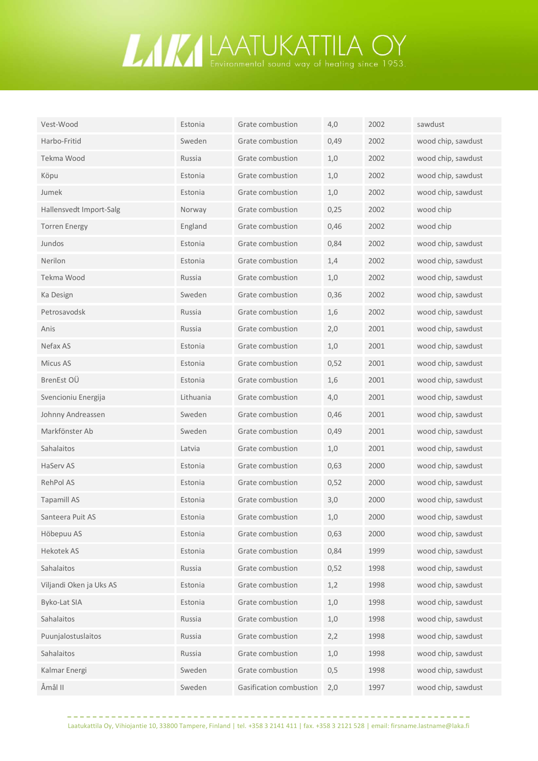| Vest-Wood | Estonia | Grate combustion | 4,0 | 2002 | sawdust |
|---|---|---|---|---|---|
| Harbo-Fritid | Sweden | Grate combustion | 0,49 | 2002 | wood chip, sawdust |
| Tekma Wood | Russia | Grate combustion | 1,0 | 2002 | wood chip, sawdust |
| Köpu | Estonia | Grate combustion | 1,0 | 2002 | wood chip, sawdust |
| Jumek | Estonia | Grate combustion | 1,0 | 2002 | wood chip, sawdust |
| Hallensvedt Import-Salg | Norway | Grate combustion | 0,25 | 2002 | wood chip |
| Torren Energy | England | Grate combustion | 0,46 | 2002 | wood chip |
| Jundos | Estonia | Grate combustion | 0,84 | 2002 | wood chip, sawdust |
| Nerilon | Estonia | Grate combustion | 1,4 | 2002 | wood chip, sawdust |
| Tekma Wood | Russia | Grate combustion | 1,0 | 2002 | wood chip, sawdust |
| Ka Design | Sweden | Grate combustion | 0,36 | 2002 | wood chip, sawdust |
| Petrosavodsk | Russia | Grate combustion | 1,6 | 2002 | wood chip, sawdust |
| Anis | Russia | Grate combustion | 2,0 | 2001 | wood chip, sawdust |
| Nefax AS | Estonia | Grate combustion | 1,0 | 2001 | wood chip, sawdust |
| Micus AS | Estonia | Grate combustion | 0,52 | 2001 | wood chip, sawdust |
| BrenEst OÜ | Estonia | Grate combustion | 1,6 | 2001 | wood chip, sawdust |
| Svencioniu Energija | Lithuania | Grate combustion | 4,0 | 2001 | wood chip, sawdust |
| Johnny Andreassen | Sweden | Grate combustion | 0,46 | 2001 | wood chip, sawdust |
| Markfönster Ab | Sweden | Grate combustion | 0,49 | 2001 | wood chip, sawdust |
| Sahalaitos | Latvia | Grate combustion | 1,0 | 2001 | wood chip, sawdust |
| HaServ AS | Estonia | Grate combustion | 0,63 | 2000 | wood chip, sawdust |
| RehPol AS | Estonia | Grate combustion | 0,52 | 2000 | wood chip, sawdust |
| Tapamill AS | Estonia | Grate combustion | 3,0 | 2000 | wood chip, sawdust |
| Santeera Puit AS | Estonia | Grate combustion | 1,0 | 2000 | wood chip, sawdust |
| Höbepuu AS | Estonia | Grate combustion | 0,63 | 2000 | wood chip, sawdust |
| Hekotek AS | Estonia | Grate combustion | 0,84 | 1999 | wood chip, sawdust |
| Sahalaitos | Russia | Grate combustion | 0,52 | 1998 | wood chip, sawdust |
| Viljandi Oken ja Uks AS | Estonia | Grate combustion | 1,2 | 1998 | wood chip, sawdust |
| Byko-Lat SIA | Estonia | Grate combustion | 1,0 | 1998 | wood chip, sawdust |
| Sahalaitos | Russia | Grate combustion | 1,0 | 1998 | wood chip, sawdust |
| Puunjalostuslaitos | Russia | Grate combustion | 2,2 | 1998 | wood chip, sawdust |
| Sahalaitos | Russia | Grate combustion | 1,0 | 1998 | wood chip, sawdust |
| Kalmar Energi | Sweden | Grate combustion | 0,5 | 1998 | wood chip, sawdust |
| Åmål II | Sweden | Gasification combustion | 2,0 | 1997 | wood chip, sawdust |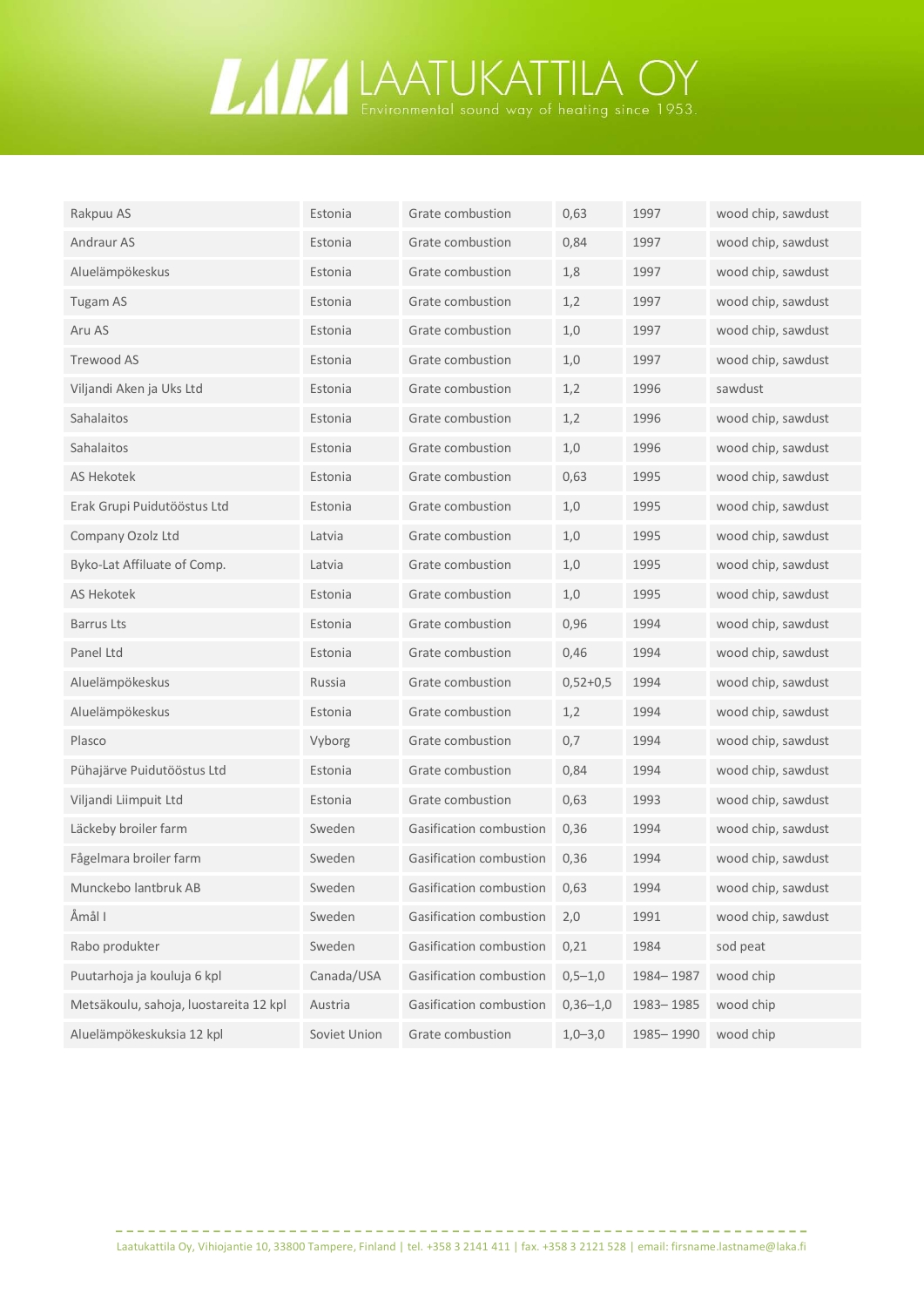| | | | | | |
|---|---|---|---|---|---|
| Rakpuu AS | Estonia | Grate combustion | 0,63 | 1997 | wood chip, sawdust |
| Andraur AS | Estonia | Grate combustion | 0,84 | 1997 | wood chip, sawdust |
| Aluelämpökeskus | Estonia | Grate combustion | 1,8 | 1997 | wood chip, sawdust |
| Tugam AS | Estonia | Grate combustion | 1,2 | 1997 | wood chip, sawdust |
| Aru AS | Estonia | Grate combustion | 1,0 | 1997 | wood chip, sawdust |
| Trewood AS | Estonia | Grate combustion | 1,0 | 1997 | wood chip, sawdust |
| Viljandi Aken ja Uks Ltd | Estonia | Grate combustion | 1,2 | 1996 | sawdust |
| Sahalaitos | Estonia | Grate combustion | 1,2 | 1996 | wood chip, sawdust |
| Sahalaitos | Estonia | Grate combustion | 1,0 | 1996 | wood chip, sawdust |
| AS Hekotek | Estonia | Grate combustion | 0,63 | 1995 | wood chip, sawdust |
| Erak Grupi Puidutööstus Ltd | Estonia | Grate combustion | 1,0 | 1995 | wood chip, sawdust |
| Company Ozolz Ltd | Latvia | Grate combustion | 1,0 | 1995 | wood chip, sawdust |
| Byko-Lat Affiluate of Comp. | Latvia | Grate combustion | 1,0 | 1995 | wood chip, sawdust |
| AS Hekotek | Estonia | Grate combustion | 1,0 | 1995 | wood chip, sawdust |
| Barrus Lts | Estonia | Grate combustion | 0,96 | 1994 | wood chip, sawdust |
| Panel Ltd | Estonia | Grate combustion | 0,46 | 1994 | wood chip, sawdust |
| Aluelämpökeskus | Russia | Grate combustion | 0,52+0,5 | 1994 | wood chip, sawdust |
| Aluelämpökeskus | Estonia | Grate combustion | 1,2 | 1994 | wood chip, sawdust |
| Plasco | Vyborg | Grate combustion | 0,7 | 1994 | wood chip, sawdust |
| Pühajärve Puidutööstus Ltd | Estonia | Grate combustion | 0,84 | 1994 | wood chip, sawdust |
| Viljandi Liimpuit Ltd | Estonia | Grate combustion | 0,63 | 1993 | wood chip, sawdust |
| Läckeby broiler farm | Sweden | Gasification combustion | 0,36 | 1994 | wood chip, sawdust |
| Fågelmara broiler farm | Sweden | Gasification combustion | 0,36 | 1994 | wood chip, sawdust |
| Munckebo lantbruk AB | Sweden | Gasification combustion | 0,63 | 1994 | wood chip, sawdust |
| Åmål I | Sweden | Gasification combustion | 2,0 | 1991 | wood chip, sawdust |
| Rabo produkter | Sweden | Gasification combustion | 0,21 | 1984 | sod peat |
| Puutarhoja ja kouluja 6 kpl | Canada/USA | Gasification combustion | 0,5–1,0 | 1984– 1987 | wood chip |
| Metsäkoulu, sahoja, luostareita 12 kpl | Austria | Gasification combustion | 0,36–1,0 | 1983– 1985 | wood chip |
| Aluelämpökeskuksia 12 kpl | Soviet Union | Grate combustion | 1,0–3,0 | 1985– 1990 | wood chip |